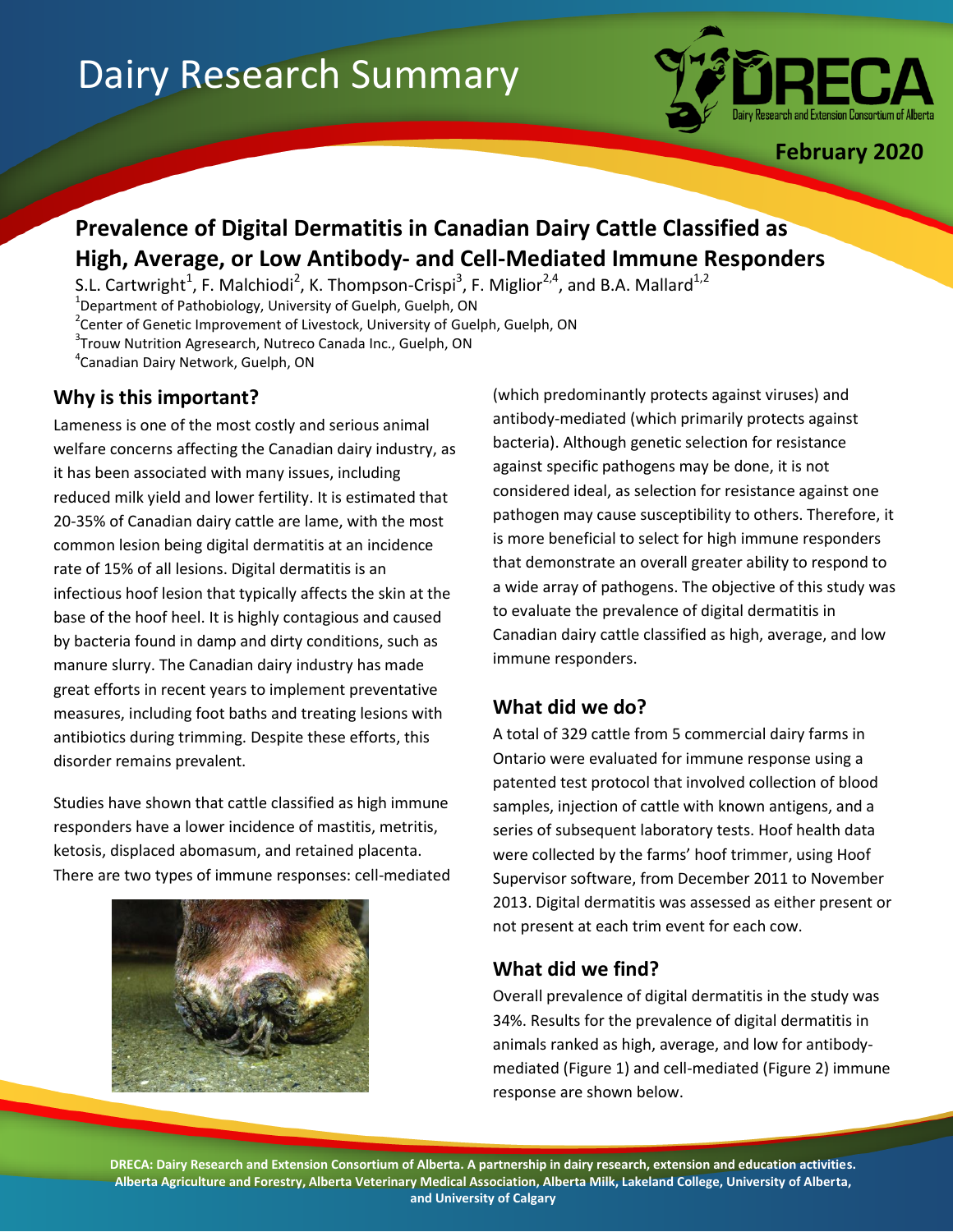# Dairy Research Summary

February 2020

## Prevalence of Digital Dermatitis in Canadian Dairy Cattle Classified as High, Average, or Low Antibody- and Cell-Mediated Immune Responders

S.L. Cartwright[1], F. Malchiodi[2], K. Thompson-Crispi[3], F. Miglior[2,4], and B.A. Mallard[1,2]

[1]Department of Pathobiology, University of Guelph, Guelph, ON
[2]Center of Genetic Improvement of Livestock, University of Guelph, Guelph, ON
[3]Trouw Nutrition Agresearch, Nutreco Canada Inc., Guelph, ON
[4]Canadian Dairy Network, Guelph, ON

### Why is this important?

Lameness is one of the most costly and serious animal welfare concerns affecting the Canadian dairy industry, as it has been associated with many issues, including reduced milk yield and lower fertility. It is estimated that 20-35% of Canadian dairy cattle are lame, with the most common lesion being digital dermatitis at an incidence rate of 15% of all lesions. Digital dermatitis is an infectious hoof lesion that typically affects the skin at the base of the hoof heel. It is highly contagious and caused by bacteria found in damp and dirty conditions, such as manure slurry. The Canadian dairy industry has made great efforts in recent years to implement preventative measures, including foot baths and treating lesions with antibiotics during trimming. Despite these efforts, this disorder remains prevalent.

Studies have shown that cattle classified as high immune responders have a lower incidence of mastitis, metritis, ketosis, displaced abomasum, and retained placenta. There are two types of immune responses: cell-mediated (which predominantly protects against viruses) and antibody-mediated (which primarily protects against bacteria). Although genetic selection for resistance against specific pathogens may be done, it is not considered ideal, as selection for resistance against one pathogen may cause susceptibility to others. Therefore, it is more beneficial to select for high immune responders that demonstrate an overall greater ability to respond to a wide array of pathogens. The objective of this study was to evaluate the prevalence of digital dermatitis in Canadian dairy cattle classified as high, average, and low immune responders.

### What did we do?

A total of 329 cattle from 5 commercial dairy farms in Ontario were evaluated for immune response using a patented test protocol that involved collection of blood samples, injection of cattle with known antigens, and a series of subsequent laboratory tests. Hoof health data were collected by the farms' hoof trimmer, using Hoof Supervisor software, from December 2011 to November 2013. Digital dermatitis was assessed as either present or not present at each trim event for each cow.

### What did we find?

Overall prevalence of digital dermatitis in the study was 34%. Results for the prevalence of digital dermatitis in animals ranked as high, average, and low for antibody-mediated (Figure 1) and cell-mediated (Figure 2) immune response are shown below.

DRECA: Dairy Research and Extension Consortium of Alberta. A partnership in dairy research, extension and education activities. Alberta Agriculture and Forestry, Alberta Veterinary Medical Association, Alberta Milk, Lakeland College, University of Alberta, and University of Calgary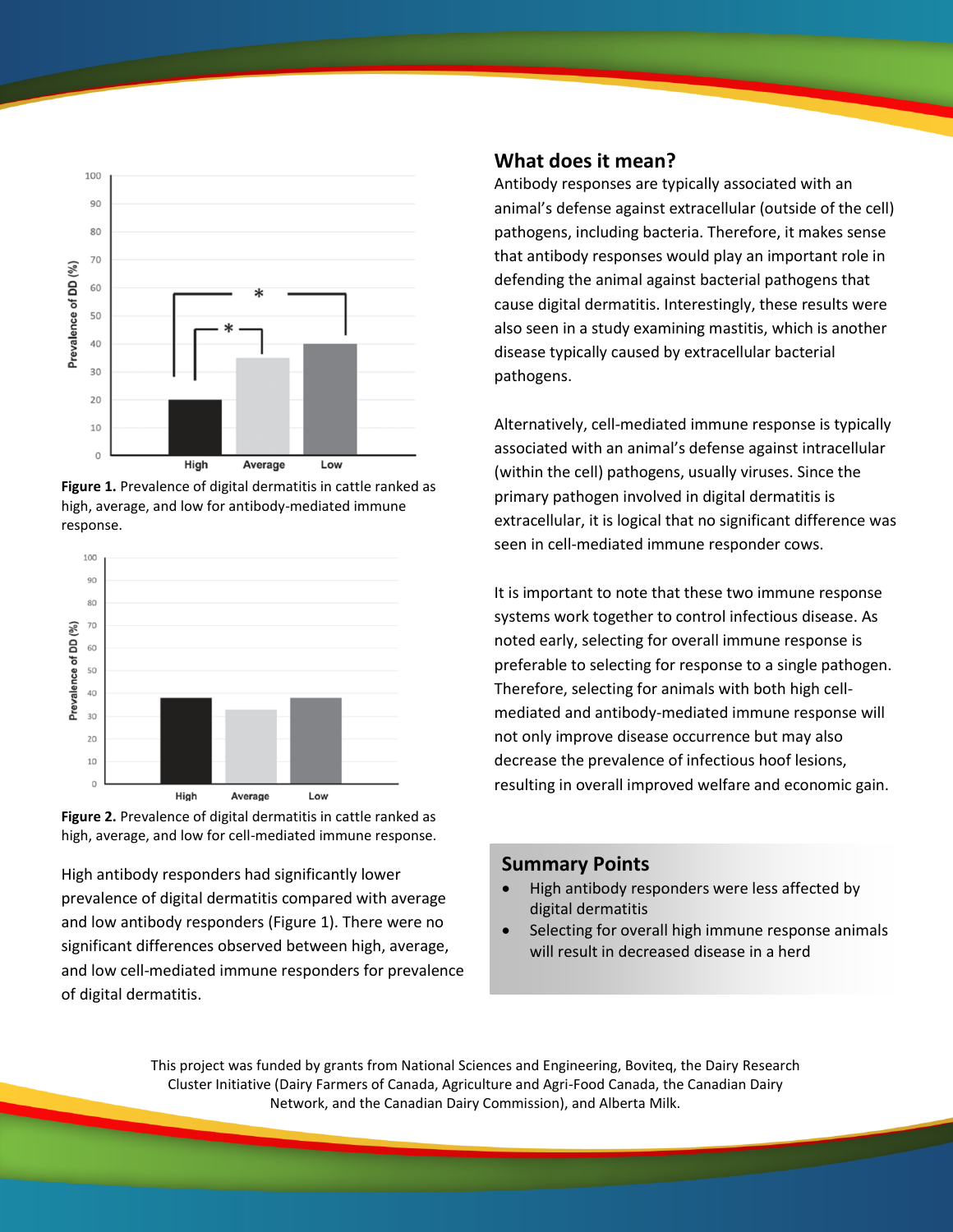100
90
80
70
60
50
40
30
20
10
0
Prevalence of DD (%)
*
*
High Average Low

**Figure 1.** Prevalence of digital dermatitis in cattle ranked as high, average, and low for antibody-mediated immune response.

100
90
80
70
60
50
40
30
20
10
0
Prevalence of DD (%)
High Average Low

**Figure 2.** Prevalence of digital dermatitis in cattle ranked as high, average, and low for cell-mediated immune response.

High antibody responders had significantly lower prevalence of digital dermatitis compared with average and low antibody responders (Figure 1). There were no significant differences observed between high, average, and low cell-mediated immune responders for prevalence of digital dermatitis.

## What does it mean?

Antibody responses are typically associated with an animal's defense against extracellular (outside of the cell) pathogens, including bacteria. Therefore, it makes sense that antibody responses would play an important role in defending the animal against bacterial pathogens that cause digital dermatitis. Interestingly, these results were also seen in a study examining mastitis, which is another disease typically caused by extracellular bacterial pathogens.

Alternatively, cell-mediated immune response is typically associated with an animal's defense against intracellular (within the cell) pathogens, usually viruses. Since the primary pathogen involved in digital dermatitis is extracellular, it is logical that no significant difference was seen in cell-mediated immune responder cows.

It is important to note that these two immune response systems work together to control infectious disease. As noted early, selecting for overall immune response is preferable to selecting for response to a single pathogen. Therefore, selecting for animals with both high cell-mediated and antibody-mediated immune response will not only improve disease occurrence but may also decrease the prevalence of infectious hoof lesions, resulting in overall improved welfare and economic gain.

## Summary Points

- High antibody responders were less affected by digital dermatitis
- Selecting for overall high immune response animals will result in decreased disease in a herd

This project was funded by grants from National Sciences and Engineering, Boviteq, the Dairy Research Cluster Initiative (Dairy Farmers of Canada, Agriculture and Agri-Food Canada, the Canadian Dairy Network, and the Canadian Dairy Commission), and Alberta Milk.